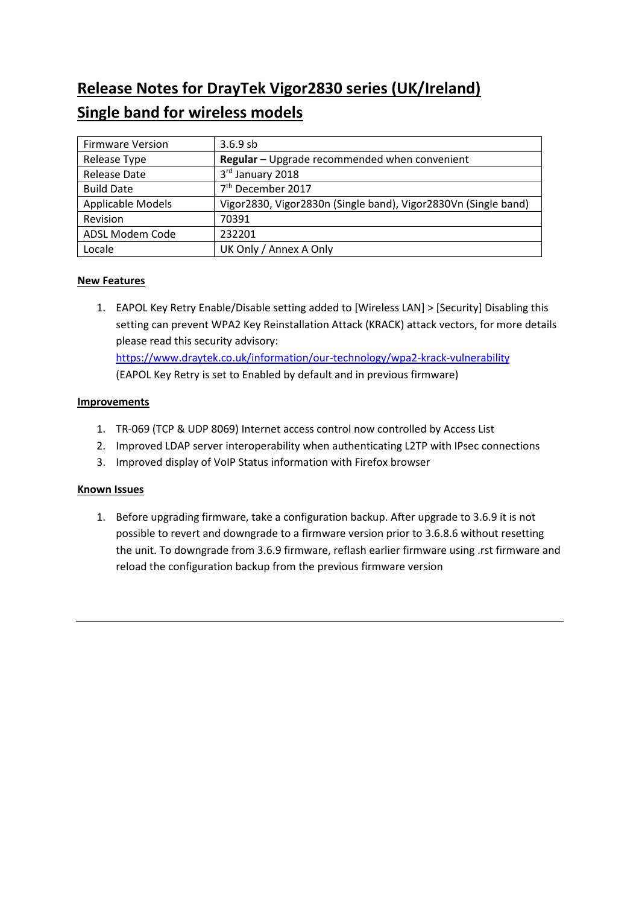# Release Notes for DrayTek Vigor2830 series (UK/Ireland)
# Single band for wireless models

| Firmware Version | 3.6.9 sb |
|---|---|
| Release Type | **Regular** – Upgrade recommended when convenient |
| Release Date | 3rd January 2018 |
| Build Date | 7th December 2017 |
| Applicable Models | Vigor2830, Vigor2830n (Single band), Vigor2830Vn (Single band) |
| Revision | 70391 |
| ADSL Modem Code | 232201 |
| Locale | UK Only / Annex A Only |

## New Features

1. EAPOL Key Retry Enable/Disable setting added to [Wireless LAN] > [Security] Disabling this setting can prevent WPA2 Key Reinstallation Attack (KRACK) attack vectors, for more details please read this security advisory:
   https://www.draytek.co.uk/information/our-technology/wpa2-krack-vulnerability
   (EAPOL Key Retry is set to Enabled by default and in previous firmware)

## Improvements

1. TR-069 (TCP & UDP 8069) Internet access control now controlled by Access List
2. Improved LDAP server interoperability when authenticating L2TP with IPsec connections
3. Improved display of VoIP Status information with Firefox browser

## Known Issues

1. Before upgrading firmware, take a configuration backup. After upgrade to 3.6.9 it is not possible to revert and downgrade to a firmware version prior to 3.6.8.6 without resetting the unit. To downgrade from 3.6.9 firmware, reflash earlier firmware using .rst firmware and reload the configuration backup from the previous firmware version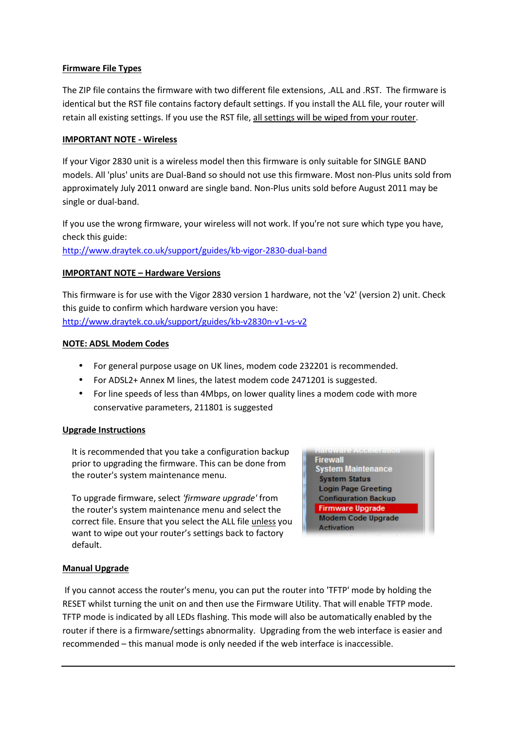**Firmware File Types**

The ZIP file contains the firmware with two different file extensions, .ALL and .RST. The firmware is identical but the RST file contains factory default settings. If you install the ALL file, your router will retain all existing settings. If you use the RST file, all settings will be wiped from your router.

**IMPORTANT NOTE - Wireless**

If your Vigor 2830 unit is a wireless model then this firmware is only suitable for SINGLE BAND models. All 'plus' units are Dual-Band so should not use this firmware. Most non-Plus units sold from approximately July 2011 onward are single band. Non-Plus units sold before August 2011 may be single or dual-band.

If you use the wrong firmware, your wireless will not work. If you're not sure which type you have, check this guide:
http://www.draytek.co.uk/support/guides/kb-vigor-2830-dual-band

**IMPORTANT NOTE – Hardware Versions**

This firmware is for use with the Vigor 2830 version 1 hardware, not the 'v2' (version 2) unit. Check this guide to confirm which hardware version you have:
http://www.draytek.co.uk/support/guides/kb-v2830n-v1-vs-v2

**NOTE: ADSL Modem Codes**

- For general purpose usage on UK lines, modem code 232201 is recommended.
- For ADSL2+ Annex M lines, the latest modem code 2471201 is suggested.
- For line speeds of less than 4Mbps, on lower quality lines a modem code with more conservative parameters, 211801 is suggested

**Upgrade Instructions**

It is recommended that you take a configuration backup prior to upgrading the firmware. This can be done from the router's system maintenance menu.

To upgrade firmware, select *'firmware upgrade'* from the router's system maintenance menu and select the correct file. Ensure that you select the ALL file unless you want to wipe out your router's settings back to factory default.

**Manual Upgrade**

If you cannot access the router's menu, you can put the router into 'TFTP' mode by holding the RESET whilst turning the unit on and then use the Firmware Utility. That will enable TFTP mode. TFTP mode is indicated by all LEDs flashing. This mode will also be automatically enabled by the router if there is a firmware/settings abnormality. Upgrading from the web interface is easier and recommended – this manual mode is only needed if the web interface is inaccessible.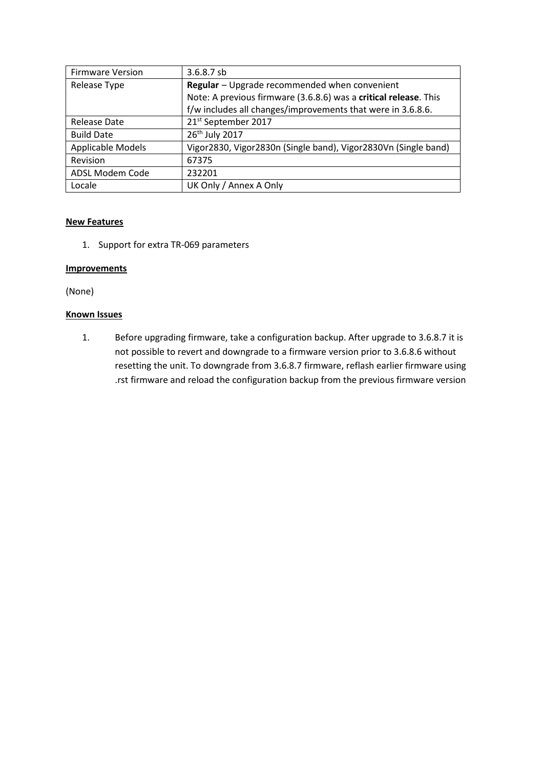| | |
|---|---|
| Firmware Version | 3.6.8.7 sb |
| Release Type | **Regular** – Upgrade recommended when convenient<br>Note: A previous firmware (3.6.8.6) was a **critical release**. This f/w includes all changes/improvements that were in 3.6.8.6. |
| Release Date | 21st September 2017 |
| Build Date | 26th July 2017 |
| Applicable Models | Vigor2830, Vigor2830n (Single band), Vigor2830Vn (Single band) |
| Revision | 67375 |
| ADSL Modem Code | 232201 |
| Locale | UK Only / Annex A Only |

**New Features**

1. Support for extra TR-069 parameters

**Improvements**

(None)

**Known Issues**

1. Before upgrading firmware, take a configuration backup. After upgrade to 3.6.8.7 it is not possible to revert and downgrade to a firmware version prior to 3.6.8.6 without resetting the unit. To downgrade from 3.6.8.7 firmware, reflash earlier firmware using .rst firmware and reload the configuration backup from the previous firmware version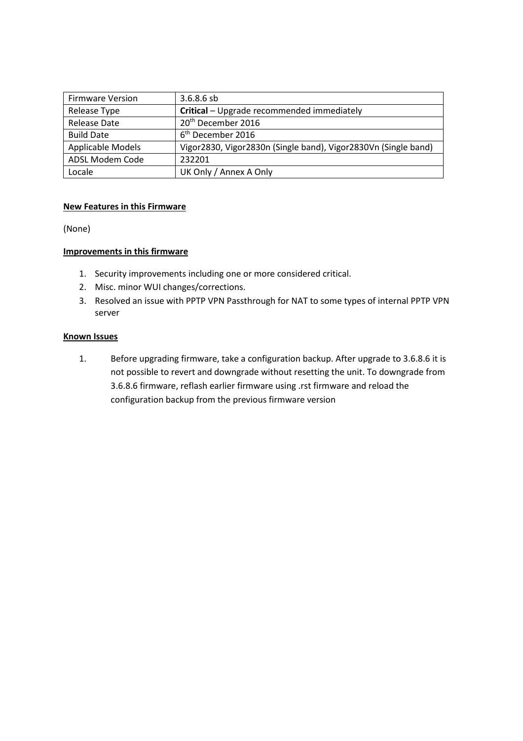| | |
|---|---|
| Firmware Version | 3.6.8.6 sb |
| Release Type | **Critical** – Upgrade recommended immediately |
| Release Date | 20th December 2016 |
| Build Date | 6th December 2016 |
| Applicable Models | Vigor2830, Vigor2830n (Single band), Vigor2830Vn (Single band) |
| ADSL Modem Code | 232201 |
| Locale | UK Only / Annex A Only |

**New Features in this Firmware**

(None)

**Improvements in this firmware**

1. Security improvements including one or more considered critical.
2. Misc. minor WUI changes/corrections.
3. Resolved an issue with PPTP VPN Passthrough for NAT to some types of internal PPTP VPN server

**Known Issues**

1. Before upgrading firmware, take a configuration backup. After upgrade to 3.6.8.6 it is not possible to revert and downgrade without resetting the unit. To downgrade from 3.6.8.6 firmware, reflash earlier firmware using .rst firmware and reload the configuration backup from the previous firmware version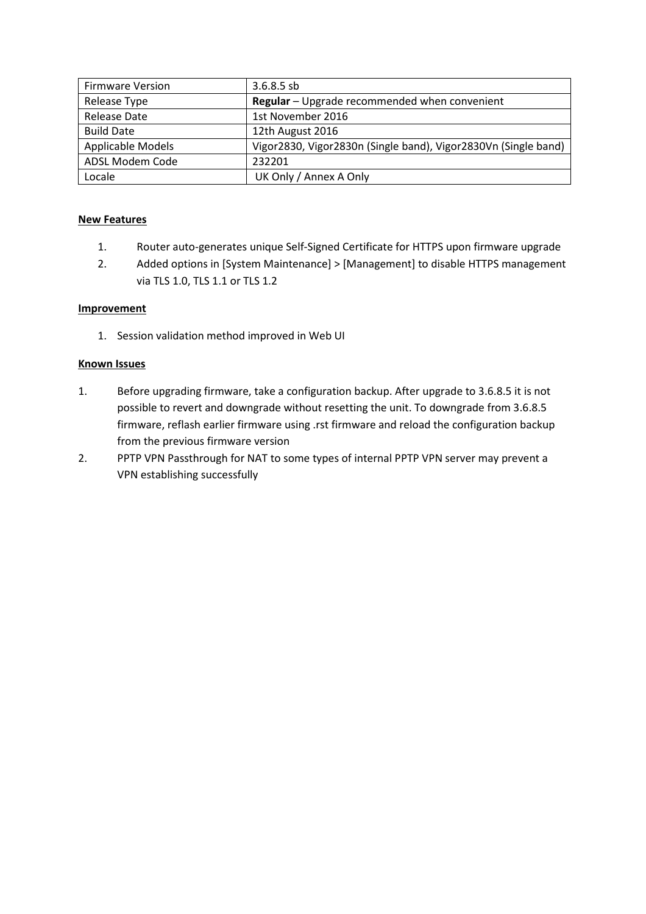| Firmware Version | 3.6.8.5 sb |
|---|---|
| Release Type | **Regular** – Upgrade recommended when convenient |
| Release Date | 1st November 2016 |
| Build Date | 12th August 2016 |
| Applicable Models | Vigor2830, Vigor2830n (Single band), Vigor2830Vn (Single band) |
| ADSL Modem Code | 232201 |
| Locale | UK Only / Annex A Only |

**New Features**

1. Router auto-generates unique Self-Signed Certificate for HTTPS upon firmware upgrade
2. Added options in [System Maintenance] > [Management] to disable HTTPS management via TLS 1.0, TLS 1.1 or TLS 1.2

**Improvement**

1. Session validation method improved in Web UI

**Known Issues**

1. Before upgrading firmware, take a configuration backup. After upgrade to 3.6.8.5 it is not possible to revert and downgrade without resetting the unit. To downgrade from 3.6.8.5 firmware, reflash earlier firmware using .rst firmware and reload the configuration backup from the previous firmware version
2. PPTP VPN Passthrough for NAT to some types of internal PPTP VPN server may prevent a VPN establishing successfully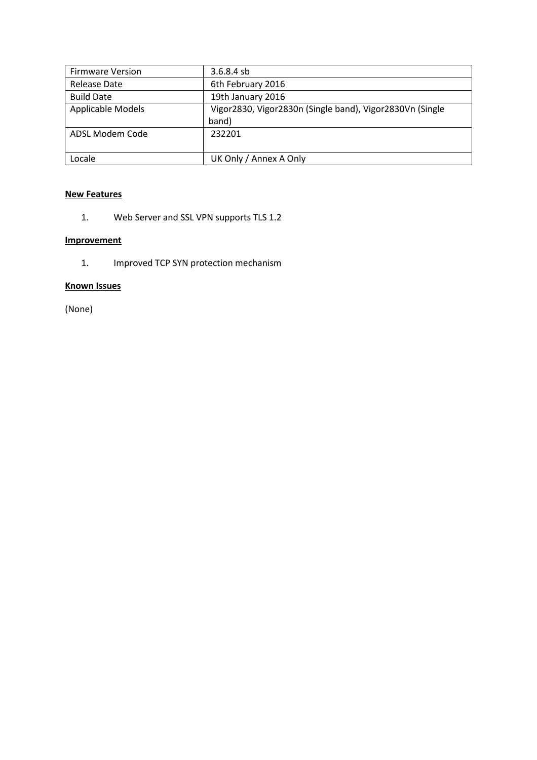| | |
|---|---|
| Firmware Version | 3.6.8.4 sb |
| Release Date | 6th February 2016 |
| Build Date | 19th January 2016 |
| Applicable Models | Vigor2830, Vigor2830n (Single band), Vigor2830Vn (Single band) |
| ADSL Modem Code | 232201 |
| Locale | UK Only / Annex A Only |

**New Features**

1. Web Server and SSL VPN supports TLS 1.2

**Improvement**

1. Improved TCP SYN protection mechanism

**Known Issues**

(None)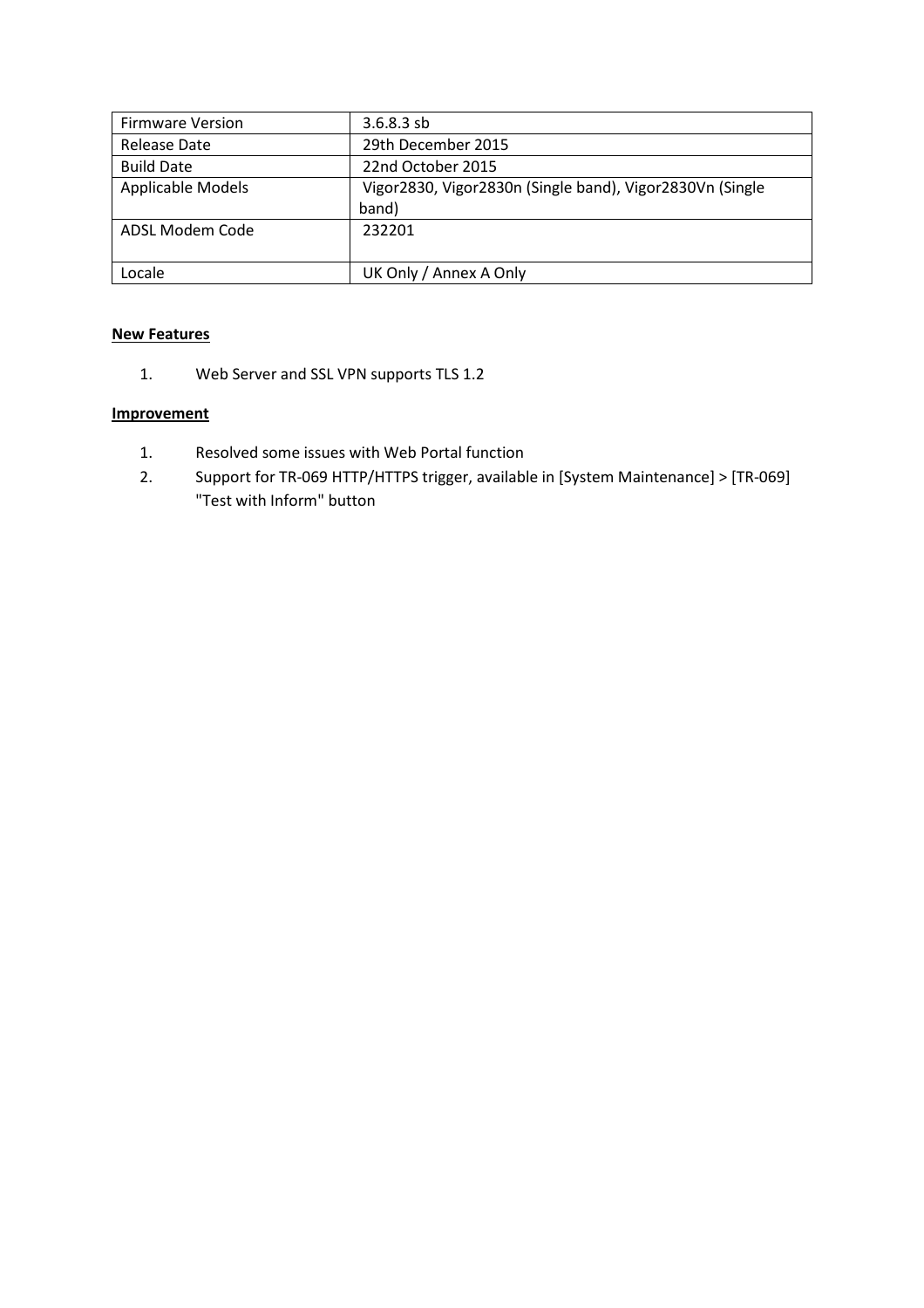| | |
|---|---|
| Firmware Version | 3.6.8.3 sb |
| Release Date | 29th December 2015 |
| Build Date | 22nd October 2015 |
| Applicable Models | Vigor2830, Vigor2830n (Single band), Vigor2830Vn (Single band) |
| ADSL Modem Code | 232201 |
| Locale | UK Only / Annex A Only |

**New Features**

1. Web Server and SSL VPN supports TLS 1.2

**Improvement**

1. Resolved some issues with Web Portal function
2. Support for TR-069 HTTP/HTTPS trigger, available in [System Maintenance] > [TR-069] "Test with Inform" button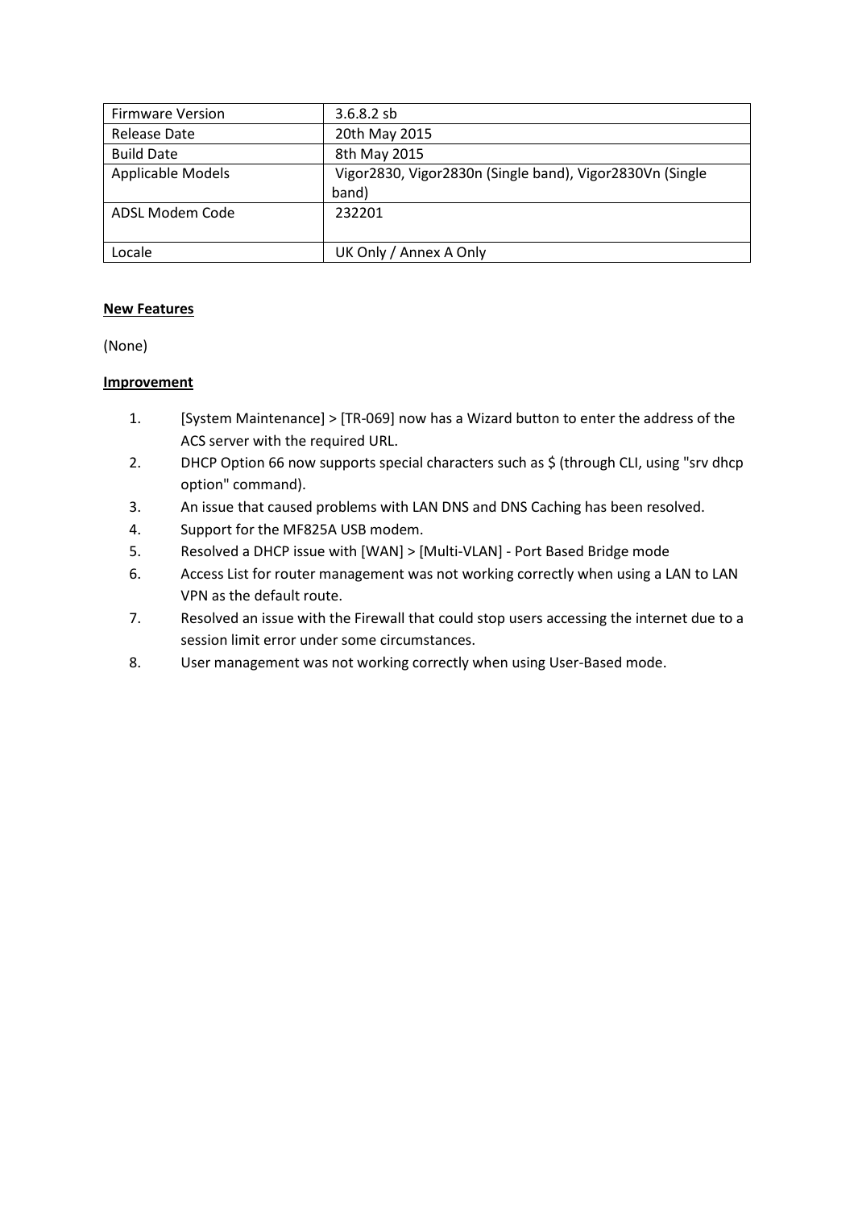| Firmware Version | 3.6.8.2 sb |
| --- | --- |
| Release Date | 20th May 2015 |
| Build Date | 8th May 2015 |
| Applicable Models | Vigor2830, Vigor2830n (Single band), Vigor2830Vn (Single band) |
| ADSL Modem Code | 232201 |
| Locale | UK Only / Annex A Only |

**New Features**

(None)

**Improvement**

1. [System Maintenance] > [TR-069] now has a Wizard button to enter the address of the ACS server with the required URL.
2. DHCP Option 66 now supports special characters such as $ (through CLI, using "srv dhcp option" command).
3. An issue that caused problems with LAN DNS and DNS Caching has been resolved.
4. Support for the MF825A USB modem.
5. Resolved a DHCP issue with [WAN] > [Multi-VLAN] - Port Based Bridge mode
6. Access List for router management was not working correctly when using a LAN to LAN VPN as the default route.
7. Resolved an issue with the Firewall that could stop users accessing the internet due to a session limit error under some circumstances.
8. User management was not working correctly when using User-Based mode.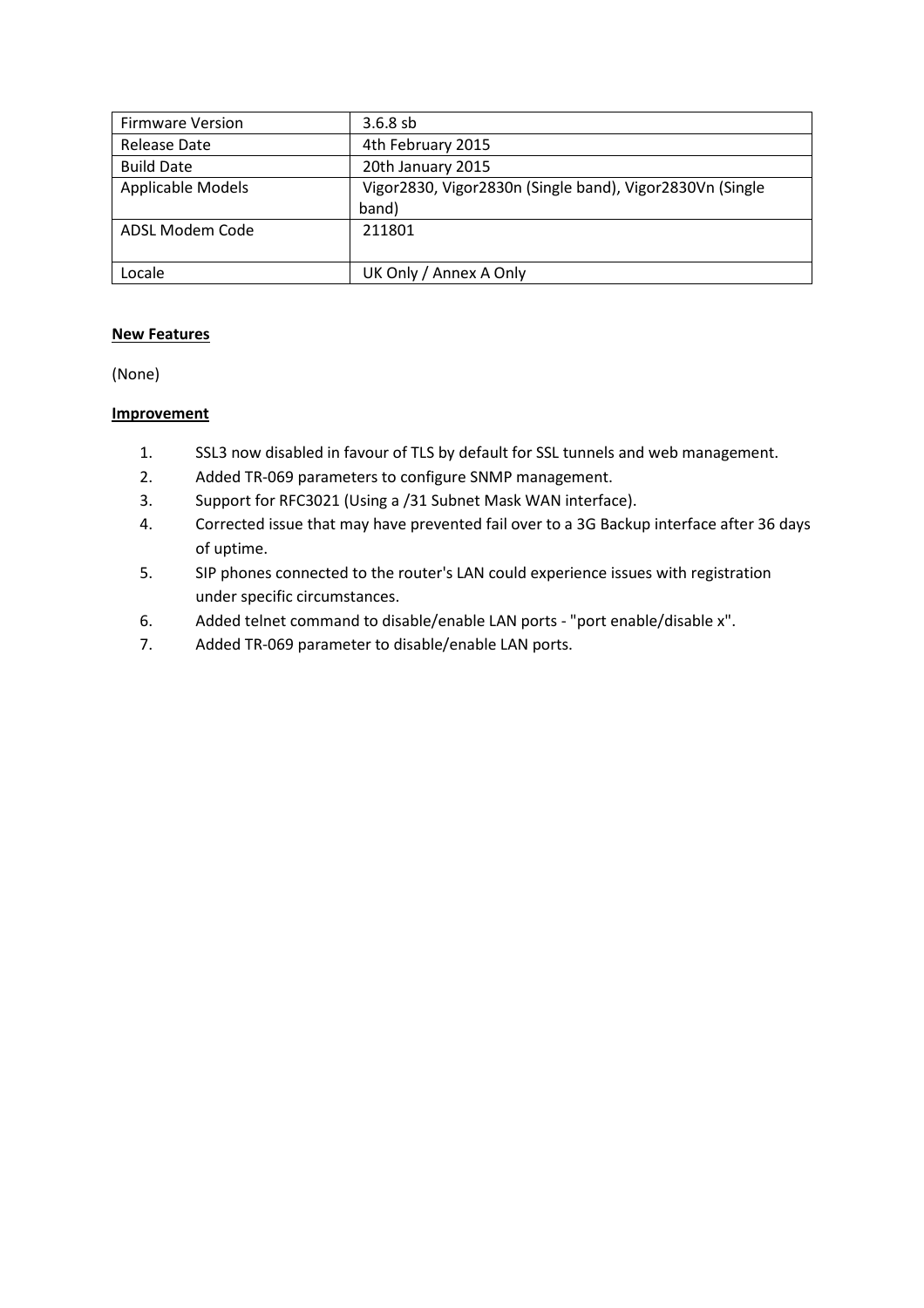| | |
|---|---|
| Firmware Version | 3.6.8 sb |
| Release Date | 4th February 2015 |
| Build Date | 20th January 2015 |
| Applicable Models | Vigor2830, Vigor2830n (Single band), Vigor2830Vn (Single band) |
| ADSL Modem Code | 211801 |
| Locale | UK Only / Annex A Only |

**New Features**

(None)

**Improvement**

1. SSL3 now disabled in favour of TLS by default for SSL tunnels and web management.
2. Added TR-069 parameters to configure SNMP management.
3. Support for RFC3021 (Using a /31 Subnet Mask WAN interface).
4. Corrected issue that may have prevented fail over to a 3G Backup interface after 36 days of uptime.
5. SIP phones connected to the router's LAN could experience issues with registration under specific circumstances.
6. Added telnet command to disable/enable LAN ports - "port enable/disable x".
7. Added TR-069 parameter to disable/enable LAN ports.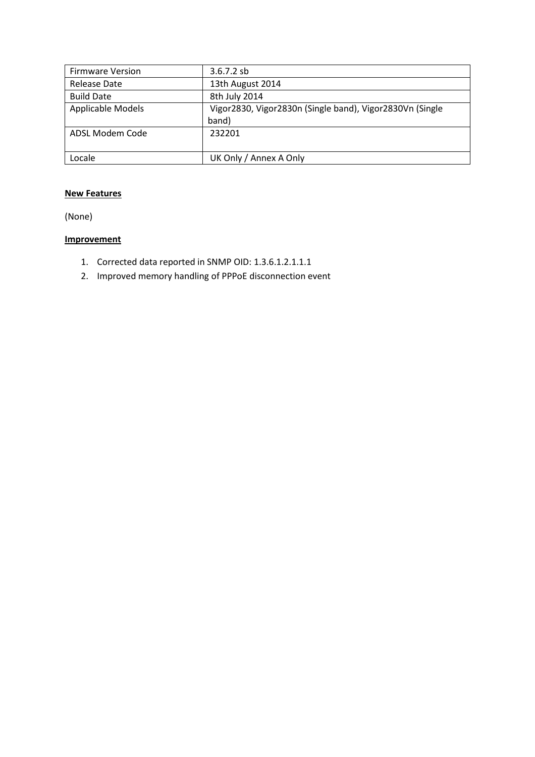| | |
|---|---|
| Firmware Version | 3.6.7.2 sb |
| Release Date | 13th August 2014 |
| Build Date | 8th July 2014 |
| Applicable Models | Vigor2830, Vigor2830n (Single band), Vigor2830Vn (Single band) |
| ADSL Modem Code | 232201 |
| Locale | UK Only / Annex A Only |

**New Features**

(None)

**Improvement**

1. Corrected data reported in SNMP OID: 1.3.6.1.2.1.1.1
2. Improved memory handling of PPPoE disconnection event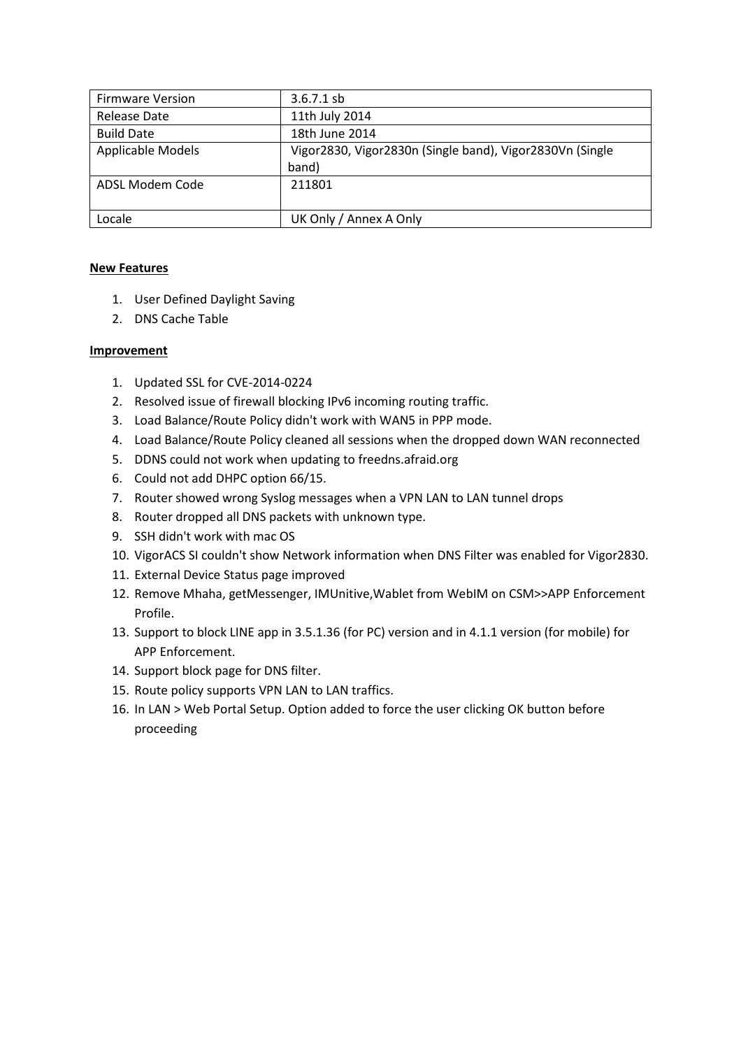| | |
|---|---|
| Firmware Version | 3.6.7.1 sb |
| Release Date | 11th July 2014 |
| Build Date | 18th June 2014 |
| Applicable Models | Vigor2830, Vigor2830n (Single band), Vigor2830Vn (Single band) |
| ADSL Modem Code | 211801 |
| Locale | UK Only / Annex A Only |

**New Features**

1. User Defined Daylight Saving
2. DNS Cache Table

**Improvement**

1. Updated SSL for CVE-2014-0224
2. Resolved issue of firewall blocking IPv6 incoming routing traffic.
3. Load Balance/Route Policy didn't work with WAN5 in PPP mode.
4. Load Balance/Route Policy cleaned all sessions when the dropped down WAN reconnected
5. DDNS could not work when updating to freedns.afraid.org
6. Could not add DHPC option 66/15.
7. Router showed wrong Syslog messages when a VPN LAN to LAN tunnel drops
8. Router dropped all DNS packets with unknown type.
9. SSH didn't work with mac OS
10. VigorACS SI couldn't show Network information when DNS Filter was enabled for Vigor2830.
11. External Device Status page improved
12. Remove Mhaha, getMessenger, IMUnitive,Wablet from WebIM on CSM>>APP Enforcement Profile.
13. Support to block LINE app in 3.5.1.36 (for PC) version and in 4.1.1 version (for mobile) for APP Enforcement.
14. Support block page for DNS filter.
15. Route policy supports VPN LAN to LAN traffics.
16. In LAN > Web Portal Setup. Option added to force the user clicking OK button before proceeding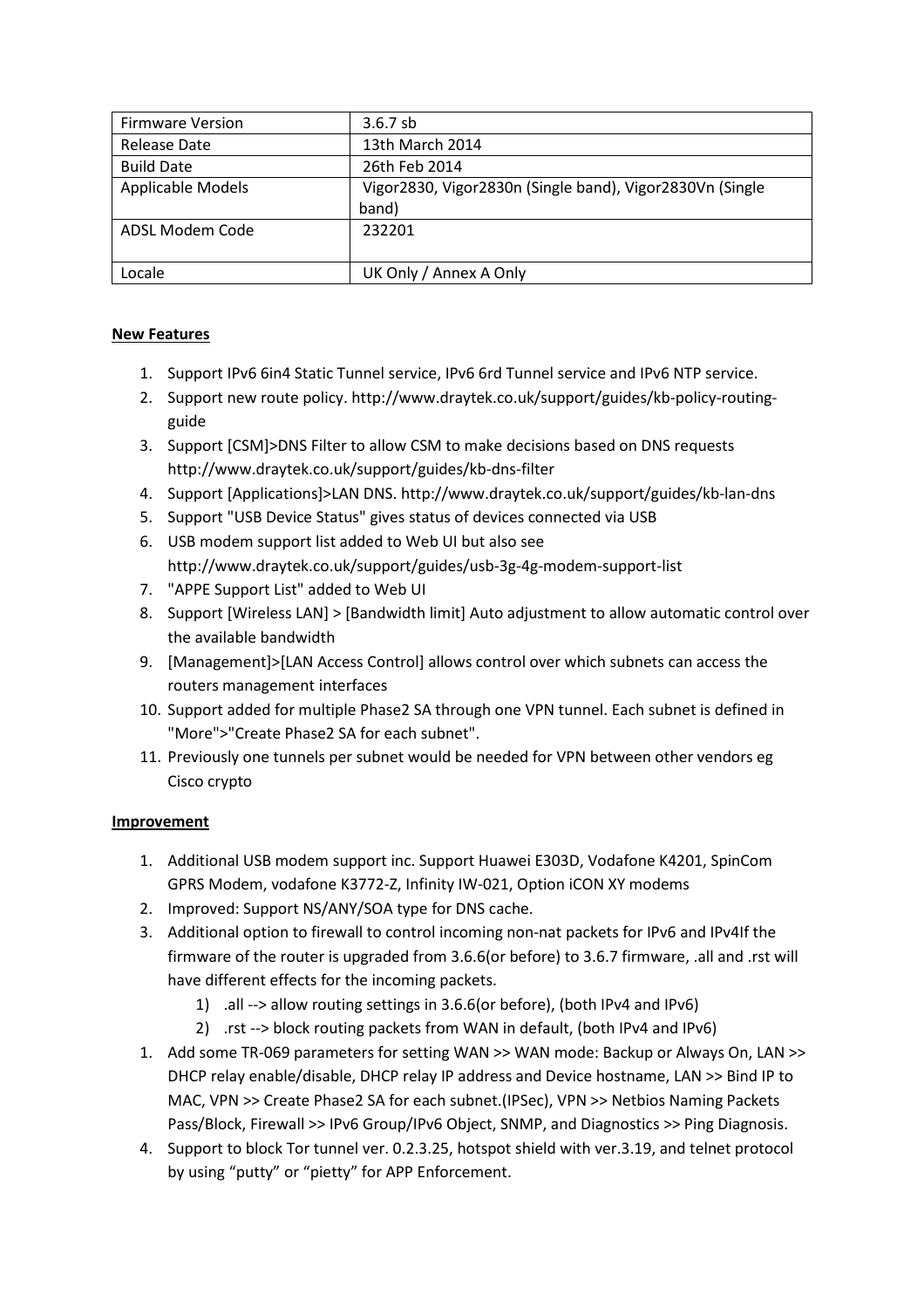| | |
|---|---|
| Firmware Version | 3.6.7 sb |
| Release Date | 13th March 2014 |
| Build Date | 26th Feb 2014 |
| Applicable Models | Vigor2830, Vigor2830n (Single band), Vigor2830Vn (Single band) |
| ADSL Modem Code | 232201 |
| Locale | UK Only / Annex A Only |

**New Features**

1. Support IPv6 6in4 Static Tunnel service, IPv6 6rd Tunnel service and IPv6 NTP service.
2. Support new route policy. http://www.draytek.co.uk/support/guides/kb-policy-routing-guide
3. Support [CSM]>DNS Filter to allow CSM to make decisions based on DNS requests http://www.draytek.co.uk/support/guides/kb-dns-filter
4. Support [Applications]>LAN DNS. http://www.draytek.co.uk/support/guides/kb-lan-dns
5. Support "USB Device Status" gives status of devices connected via USB
6. USB modem support list added to Web UI but also see http://www.draytek.co.uk/support/guides/usb-3g-4g-modem-support-list
7. "APPE Support List" added to Web UI
8. Support [Wireless LAN] > [Bandwidth limit] Auto adjustment to allow automatic control over the available bandwidth
9. [Management]>[LAN Access Control] allows control over which subnets can access the routers management interfaces
10. Support added for multiple Phase2 SA through one VPN tunnel. Each subnet is defined in "More">"Create Phase2 SA for each subnet".
11. Previously one tunnels per subnet would be needed for VPN between other vendors eg Cisco crypto

**Improvement**

1. Additional USB modem support inc. Support Huawei E303D, Vodafone K4201, SpinCom GPRS Modem, vodafone K3772-Z, Infinity IW-021, Option iCON XY modems
2. Improved: Support NS/ANY/SOA type for DNS cache.
3. Additional option to firewall to control incoming non-nat packets for IPv6 and IPv4If the firmware of the router is upgraded from 3.6.6(or before) to 3.6.7 firmware, .all and .rst will have different effects for the incoming packets.
    1) .all --> allow routing settings in 3.6.6(or before), (both IPv4 and IPv6)
    2) .rst --> block routing packets from WAN in default, (both IPv4 and IPv6)
1. Add some TR-069 parameters for setting WAN >> WAN mode: Backup or Always On, LAN >> DHCP relay enable/disable, DHCP relay IP address and Device hostname, LAN >> Bind IP to MAC, VPN >> Create Phase2 SA for each subnet.(IPSec), VPN >> Netbios Naming Packets Pass/Block, Firewall >> IPv6 Group/IPv6 Object, SNMP, and Diagnostics >> Ping Diagnosis.
4. Support to block Tor tunnel ver. 0.2.3.25, hotspot shield with ver.3.19, and telnet protocol by using “putty” or “pietty” for APP Enforcement.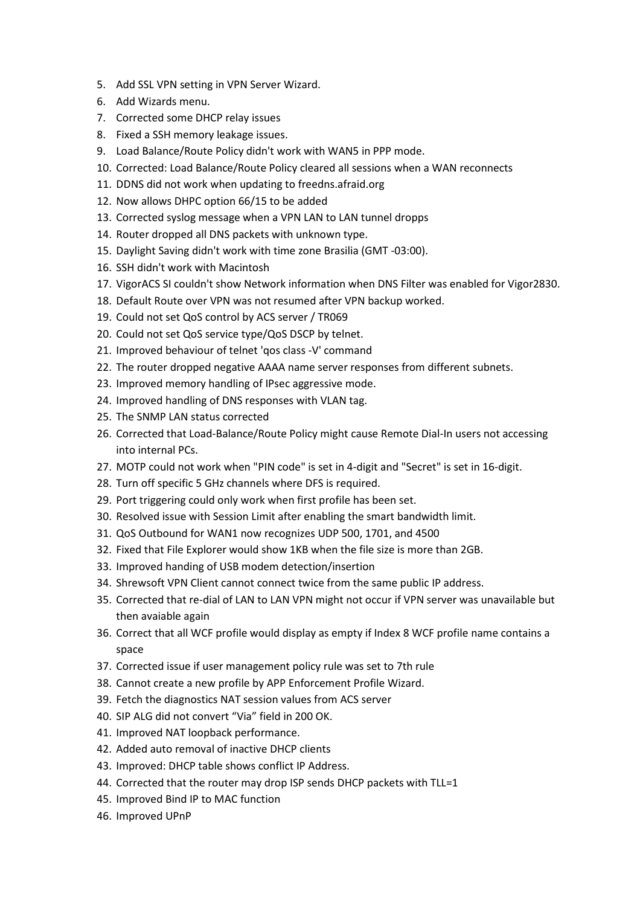5. Add SSL VPN setting in VPN Server Wizard.
6. Add Wizards menu.
7. Corrected some DHCP relay issues
8. Fixed a SSH memory leakage issues.
9. Load Balance/Route Policy didn't work with WAN5 in PPP mode.
10. Corrected: Load Balance/Route Policy cleared all sessions when a WAN reconnects
11. DDNS did not work when updating to freedns.afraid.org
12. Now allows DHPC option 66/15 to be added
13. Corrected syslog message when a VPN LAN to LAN tunnel dropps
14. Router dropped all DNS packets with unknown type.
15. Daylight Saving didn't work with time zone Brasilia (GMT -03:00).
16. SSH didn't work with Macintosh
17. VigorACS SI couldn't show Network information when DNS Filter was enabled for Vigor2830.
18. Default Route over VPN was not resumed after VPN backup worked.
19. Could not set QoS control by ACS server / TR069
20. Could not set QoS service type/QoS DSCP by telnet.
21. Improved behaviour of telnet 'qos class -V' command
22. The router dropped negative AAAA name server responses from different subnets.
23. Improved memory handling of IPsec aggressive mode.
24. Improved handling of DNS responses with VLAN tag.
25. The SNMP LAN status corrected
26. Corrected that Load-Balance/Route Policy might cause Remote Dial-In users not accessing into internal PCs.
27. MOTP could not work when "PIN code" is set in 4-digit and "Secret" is set in 16-digit.
28. Turn off specific 5 GHz channels where DFS is required.
29. Port triggering could only work when first profile has been set.
30. Resolved issue with Session Limit after enabling the smart bandwidth limit.
31. QoS Outbound for WAN1 now recognizes UDP 500, 1701, and 4500
32. Fixed that File Explorer would show 1KB when the file size is more than 2GB.
33. Improved handing of USB modem detection/insertion
34. Shrewsoft VPN Client cannot connect twice from the same public IP address.
35. Corrected that re-dial of LAN to LAN VPN might not occur if VPN server was unavailable but then avaiable again
36. Correct that all WCF profile would display as empty if Index 8 WCF profile name contains a space
37. Corrected issue if user management policy rule was set to 7th rule
38. Cannot create a new profile by APP Enforcement Profile Wizard.
39. Fetch the diagnostics NAT session values from ACS server
40. SIP ALG did not convert “Via” field in 200 OK.
41. Improved NAT loopback performance.
42. Added auto removal of inactive DHCP clients
43. Improved: DHCP table shows conflict IP Address.
44. Corrected that the router may drop ISP sends DHCP packets with TLL=1
45. Improved Bind IP to MAC function
46. Improved UPnP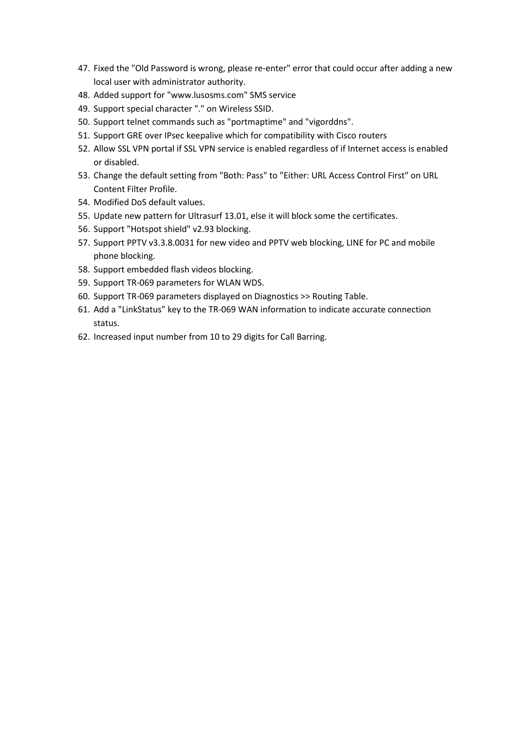47. Fixed the "Old Password is wrong, please re-enter" error that could occur after adding a new local user with administrator authority.
48. Added support for "www.lusosms.com" SMS service
49. Support special character "." on Wireless SSID.
50. Support telnet commands such as "portmaptime" and "vigorddns".
51. Support GRE over IPsec keepalive which for compatibility with Cisco routers
52. Allow SSL VPN portal if SSL VPN service is enabled regardless of if Internet access is enabled or disabled.
53. Change the default setting from "Both: Pass" to "Either: URL Access Control First" on URL Content Filter Profile.
54. Modified DoS default values.
55. Update new pattern for Ultrasurf 13.01, else it will block some the certificates.
56. Support "Hotspot shield" v2.93 blocking.
57. Support PPTV v3.3.8.0031 for new video and PPTV web blocking, LINE for PC and mobile phone blocking.
58. Support embedded flash videos blocking.
59. Support TR-069 parameters for WLAN WDS.
60. Support TR-069 parameters displayed on Diagnostics >> Routing Table.
61. Add a "LinkStatus" key to the TR-069 WAN information to indicate accurate connection status.
62. Increased input number from 10 to 29 digits for Call Barring.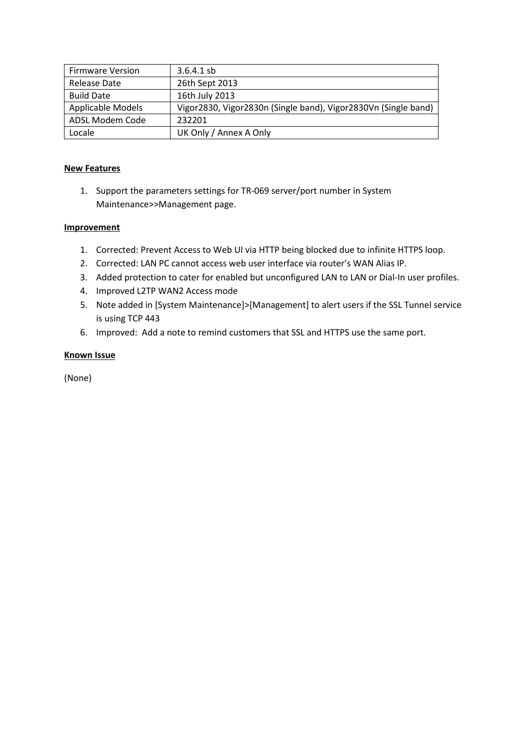| | |
|---|---|
| Firmware Version | 3.6.4.1 sb |
| Release Date | 26th Sept 2013 |
| Build Date | 16th July 2013 |
| Applicable Models | Vigor2830, Vigor2830n (Single band), Vigor2830Vn (Single band) |
| ADSL Modem Code | 232201 |
| Locale | UK Only / Annex A Only |

**New Features**

1. Support the parameters settings for TR-069 server/port number in System Maintenance>>Management page.

**Improvement**

1. Corrected: Prevent Access to Web UI via HTTP being blocked due to infinite HTTPS loop.
2. Corrected: LAN PC cannot access web user interface via router's WAN Alias IP.
3. Added protection to cater for enabled but unconfigured LAN to LAN or Dial-In user profiles.
4. Improved L2TP WAN2 Access mode
5. Note added in [System Maintenance]>[Management] to alert users if the SSL Tunnel service is using TCP 443
6. Improved: Add a note to remind customers that SSL and HTTPS use the same port.

**Known Issue**

(None)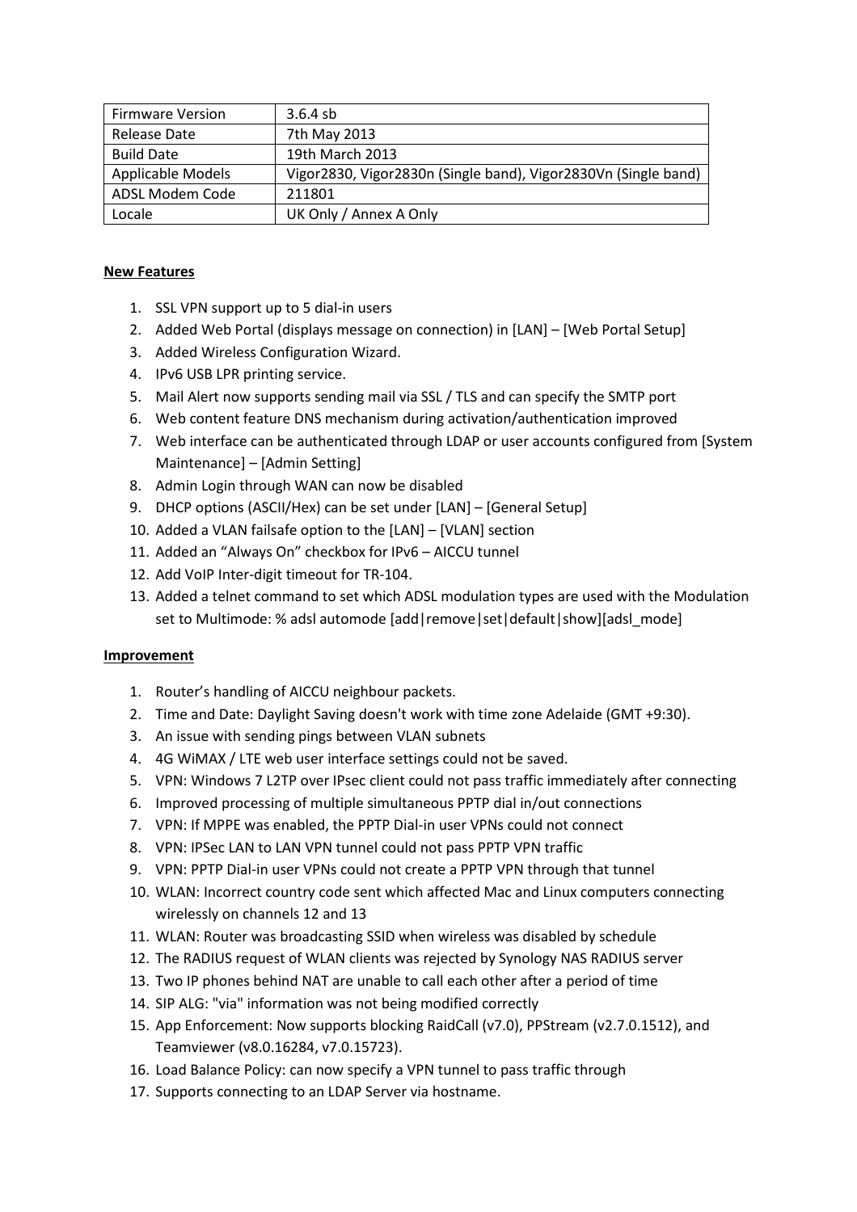| | |
|---|---|
| Firmware Version | 3.6.4 sb |
| Release Date | 7th May 2013 |
| Build Date | 19th March 2013 |
| Applicable Models | Vigor2830, Vigor2830n (Single band), Vigor2830Vn (Single band) |
| ADSL Modem Code | 211801 |
| Locale | UK Only / Annex A Only |

**New Features**

1. SSL VPN support up to 5 dial-in users
2. Added Web Portal (displays message on connection) in [LAN] – [Web Portal Setup]
3. Added Wireless Configuration Wizard.
4. IPv6 USB LPR printing service.
5. Mail Alert now supports sending mail via SSL / TLS and can specify the SMTP port
6. Web content feature DNS mechanism during activation/authentication improved
7. Web interface can be authenticated through LDAP or user accounts configured from [System Maintenance] – [Admin Setting]
8. Admin Login through WAN can now be disabled
9. DHCP options (ASCII/Hex) can be set under [LAN] – [General Setup]
10. Added a VLAN failsafe option to the [LAN] – [VLAN] section
11. Added an "Always On" checkbox for IPv6 – AICCU tunnel
12. Add VoIP Inter-digit timeout for TR-104.
13. Added a telnet command to set which ADSL modulation types are used with the Modulation set to Multimode: % adsl automode [add|remove|set|default|show][adsl_mode]

**Improvement**

1. Router's handling of AICCU neighbour packets.
2. Time and Date: Daylight Saving doesn't work with time zone Adelaide (GMT +9:30).
3. An issue with sending pings between VLAN subnets
4. 4G WiMAX / LTE web user interface settings could not be saved.
5. VPN: Windows 7 L2TP over IPsec client could not pass traffic immediately after connecting
6. Improved processing of multiple simultaneous PPTP dial in/out connections
7. VPN: If MPPE was enabled, the PPTP Dial-in user VPNs could not connect
8. VPN: IPSec LAN to LAN VPN tunnel could not pass PPTP VPN traffic
9. VPN: PPTP Dial-in user VPNs could not create a PPTP VPN through that tunnel
10. WLAN: Incorrect country code sent which affected Mac and Linux computers connecting wirelessly on channels 12 and 13
11. WLAN: Router was broadcasting SSID when wireless was disabled by schedule
12. The RADIUS request of WLAN clients was rejected by Synology NAS RADIUS server
13. Two IP phones behind NAT are unable to call each other after a period of time
14. SIP ALG: "via" information was not being modified correctly
15. App Enforcement: Now supports blocking RaidCall (v7.0), PPStream (v2.7.0.1512), and Teamviewer (v8.0.16284, v7.0.15723).
16. Load Balance Policy: can now specify a VPN tunnel to pass traffic through
17. Supports connecting to an LDAP Server via hostname.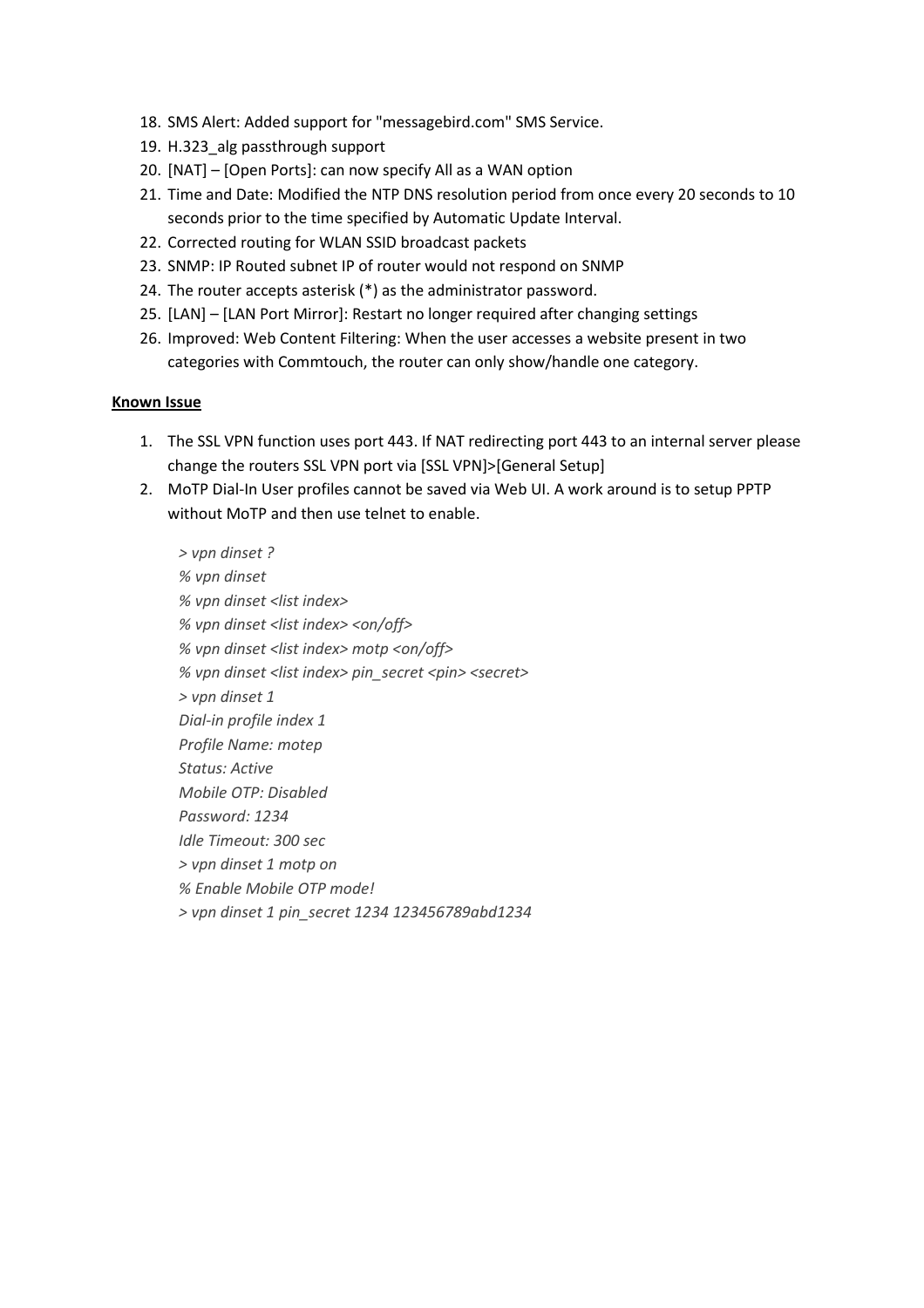18. SMS Alert: Added support for "messagebird.com" SMS Service.
19. H.323_alg passthrough support
20. [NAT] – [Open Ports]: can now specify All as a WAN option
21. Time and Date: Modified the NTP DNS resolution period from once every 20 seconds to 10 seconds prior to the time specified by Automatic Update Interval.
22. Corrected routing for WLAN SSID broadcast packets
23. SNMP: IP Routed subnet IP of router would not respond on SNMP
24. The router accepts asterisk (*) as the administrator password.
25. [LAN] – [LAN Port Mirror]: Restart no longer required after changing settings
26. Improved: Web Content Filtering: When the user accesses a website present in two categories with Commtouch, the router can only show/handle one category.

**Known Issue**

1. The SSL VPN function uses port 443. If NAT redirecting port 443 to an internal server please change the routers SSL VPN port via [SSL VPN]>[General Setup]
2. MoTP Dial-In User profiles cannot be saved via Web UI. A work around is to setup PPTP without MoTP and then use telnet to enable.

```
> vpn dinset ?
% vpn dinset
% vpn dinset <list index>
% vpn dinset <list index> <on/off>
% vpn dinset <list index> motp <on/off>
% vpn dinset <list index> pin_secret <pin> <secret>
> vpn dinset 1
Dial-in profile index 1
Profile Name: motep
Status: Active
Mobile OTP: Disabled
Password: 1234
Idle Timeout: 300 sec
> vpn dinset 1 motp on
% Enable Mobile OTP mode!
> vpn dinset 1 pin_secret 1234 123456789abd1234
```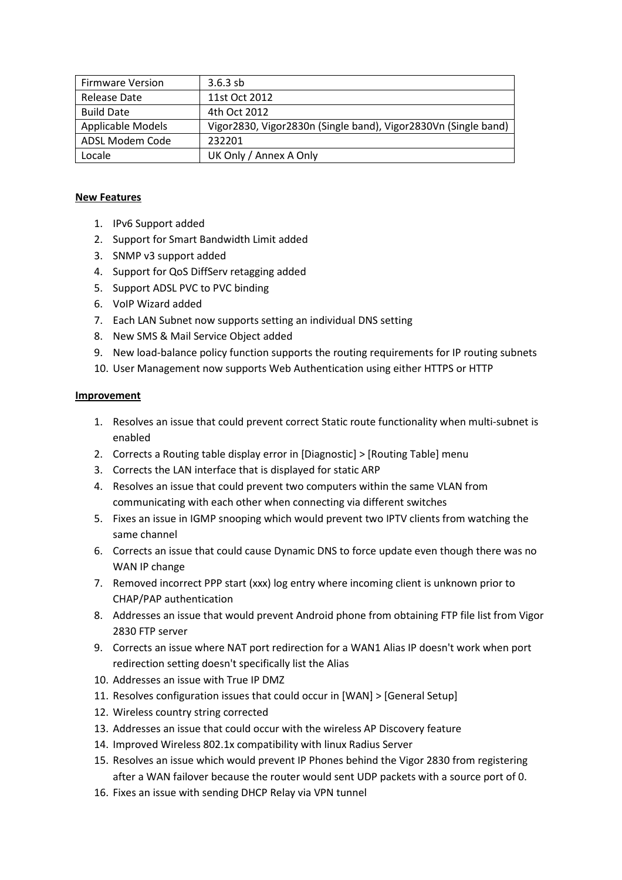| | |
|---|---|
| Firmware Version | 3.6.3 sb |
| Release Date | 11st Oct 2012 |
| Build Date | 4th Oct 2012 |
| Applicable Models | Vigor2830, Vigor2830n (Single band), Vigor2830Vn (Single band) |
| ADSL Modem Code | 232201 |
| Locale | UK Only / Annex A Only |

**New Features**

1. IPv6 Support added
2. Support for Smart Bandwidth Limit added
3. SNMP v3 support added
4. Support for QoS DiffServ retagging added
5. Support ADSL PVC to PVC binding
6. VoIP Wizard added
7. Each LAN Subnet now supports setting an individual DNS setting
8. New SMS & Mail Service Object added
9. New load-balance policy function supports the routing requirements for IP routing subnets
10. User Management now supports Web Authentication using either HTTPS or HTTP

**Improvement**

1. Resolves an issue that could prevent correct Static route functionality when multi-subnet is enabled
2. Corrects a Routing table display error in [Diagnostic] > [Routing Table] menu
3. Corrects the LAN interface that is displayed for static ARP
4. Resolves an issue that could prevent two computers within the same VLAN from communicating with each other when connecting via different switches
5. Fixes an issue in IGMP snooping which would prevent two IPTV clients from watching the same channel
6. Corrects an issue that could cause Dynamic DNS to force update even though there was no WAN IP change
7. Removed incorrect PPP start (xxx) log entry where incoming client is unknown prior to CHAP/PAP authentication
8. Addresses an issue that would prevent Android phone from obtaining FTP file list from Vigor 2830 FTP server
9. Corrects an issue where NAT port redirection for a WAN1 Alias IP doesn't work when port redirection setting doesn't specifically list the Alias
10. Addresses an issue with True IP DMZ
11. Resolves configuration issues that could occur in [WAN] > [General Setup]
12. Wireless country string corrected
13. Addresses an issue that could occur with the wireless AP Discovery feature
14. Improved Wireless 802.1x compatibility with linux Radius Server
15. Resolves an issue which would prevent IP Phones behind the Vigor 2830 from registering after a WAN failover because the router would sent UDP packets with a source port of 0.
16. Fixes an issue with sending DHCP Relay via VPN tunnel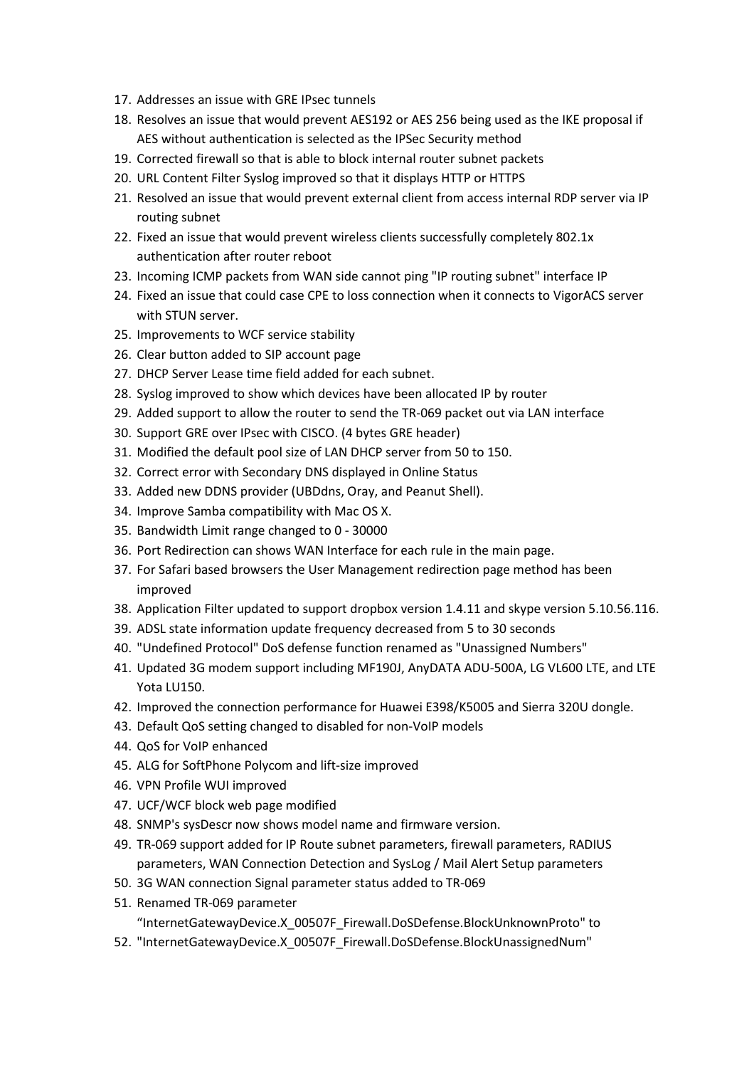17. Addresses an issue with GRE IPsec tunnels
18. Resolves an issue that would prevent AES192 or AES 256 being used as the IKE proposal if AES without authentication is selected as the IPSec Security method
19. Corrected firewall so that is able to block internal router subnet packets
20. URL Content Filter Syslog improved so that it displays HTTP or HTTPS
21. Resolved an issue that would prevent external client from access internal RDP server via IP routing subnet
22. Fixed an issue that would prevent wireless clients successfully completely 802.1x authentication after router reboot
23. Incoming ICMP packets from WAN side cannot ping "IP routing subnet" interface IP
24. Fixed an issue that could case CPE to loss connection when it connects to VigorACS server with STUN server.
25. Improvements to WCF service stability
26. Clear button added to SIP account page
27. DHCP Server Lease time field added for each subnet.
28. Syslog improved to show which devices have been allocated IP by router
29. Added support to allow the router to send the TR-069 packet out via LAN interface
30. Support GRE over IPsec with CISCO. (4 bytes GRE header)
31. Modified the default pool size of LAN DHCP server from 50 to 150.
32. Correct error with Secondary DNS displayed in Online Status
33. Added new DDNS provider (UBDdns, Oray, and Peanut Shell).
34. Improve Samba compatibility with Mac OS X.
35. Bandwidth Limit range changed to 0 - 30000
36. Port Redirection can shows WAN Interface for each rule in the main page.
37. For Safari based browsers the User Management redirection page method has been improved
38. Application Filter updated to support dropbox version 1.4.11 and skype version 5.10.56.116.
39. ADSL state information update frequency decreased from 5 to 30 seconds
40. "Undefined Protocol" DoS defense function renamed as "Unassigned Numbers"
41. Updated 3G modem support including MF190J, AnyDATA ADU-500A, LG VL600 LTE, and LTE Yota LU150.
42. Improved the connection performance for Huawei E398/K5005 and Sierra 320U dongle.
43. Default QoS setting changed to disabled for non-VoIP models
44. QoS for VoIP enhanced
45. ALG for SoftPhone Polycom and lift-size improved
46. VPN Profile WUI improved
47. UCF/WCF block web page modified
48. SNMP's sysDescr now shows model name and firmware version.
49. TR-069 support added for IP Route subnet parameters, firewall parameters, RADIUS parameters, WAN Connection Detection and SysLog / Mail Alert Setup parameters
50. 3G WAN connection Signal parameter status added to TR-069
51. Renamed TR-069 parameter "InternetGatewayDevice.X_00507F_Firewall.DoSDefense.BlockUnknownProto" to
52. "InternetGatewayDevice.X_00507F_Firewall.DoSDefense.BlockUnassignedNum"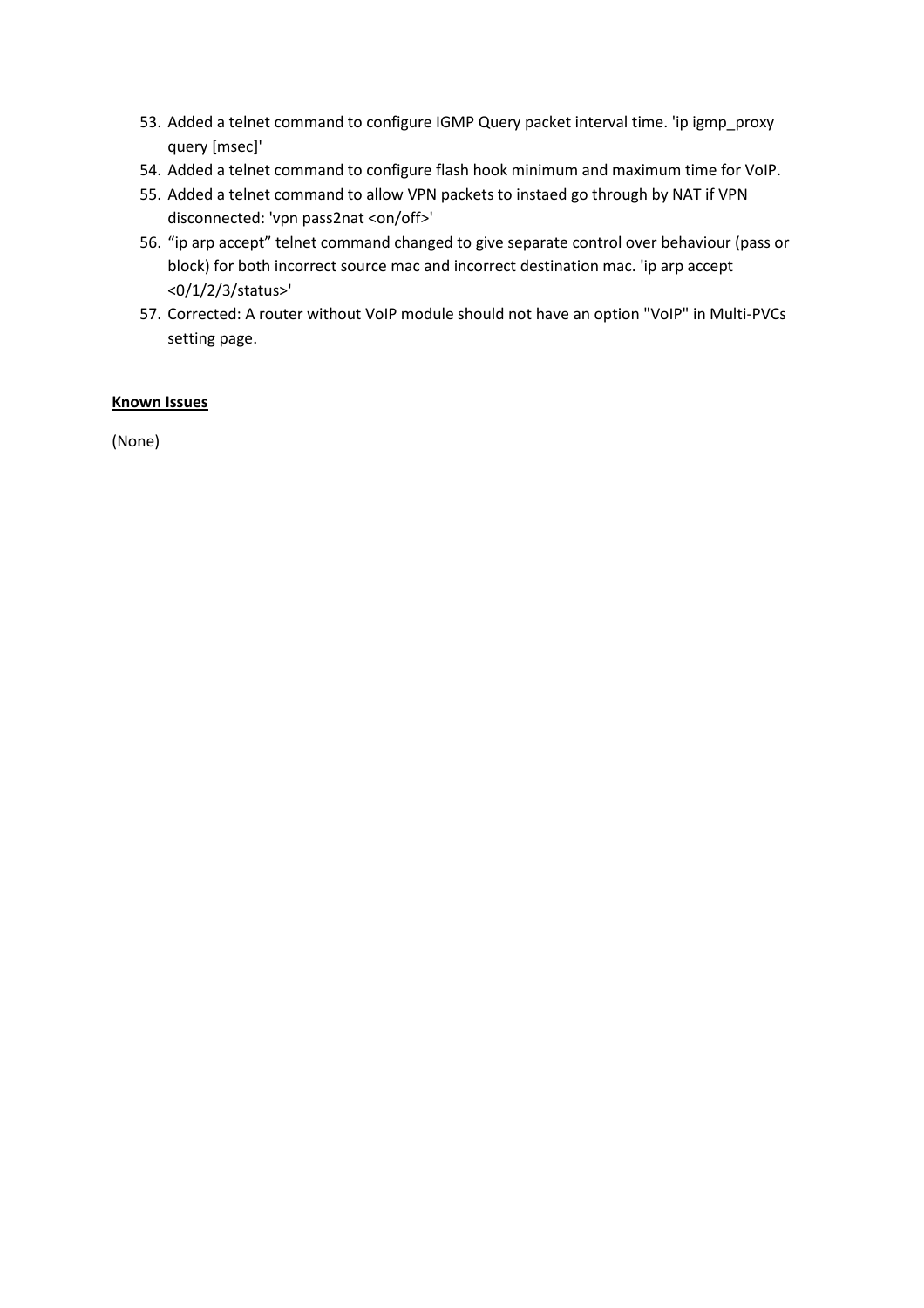53. Added a telnet command to configure IGMP Query packet interval time. 'ip igmp_proxy query [msec]'
54. Added a telnet command to configure flash hook minimum and maximum time for VoIP.
55. Added a telnet command to allow VPN packets to instaed go through by NAT if VPN disconnected: 'vpn pass2nat <on/off>'
56. “ip arp accept” telnet command changed to give separate control over behaviour (pass or block) for both incorrect source mac and incorrect destination mac. 'ip arp accept <0/1/2/3/status>'
57. Corrected: A router without VoIP module should not have an option "VoIP" in Multi-PVCs setting page.

**<u>Known Issues</u>**

(None)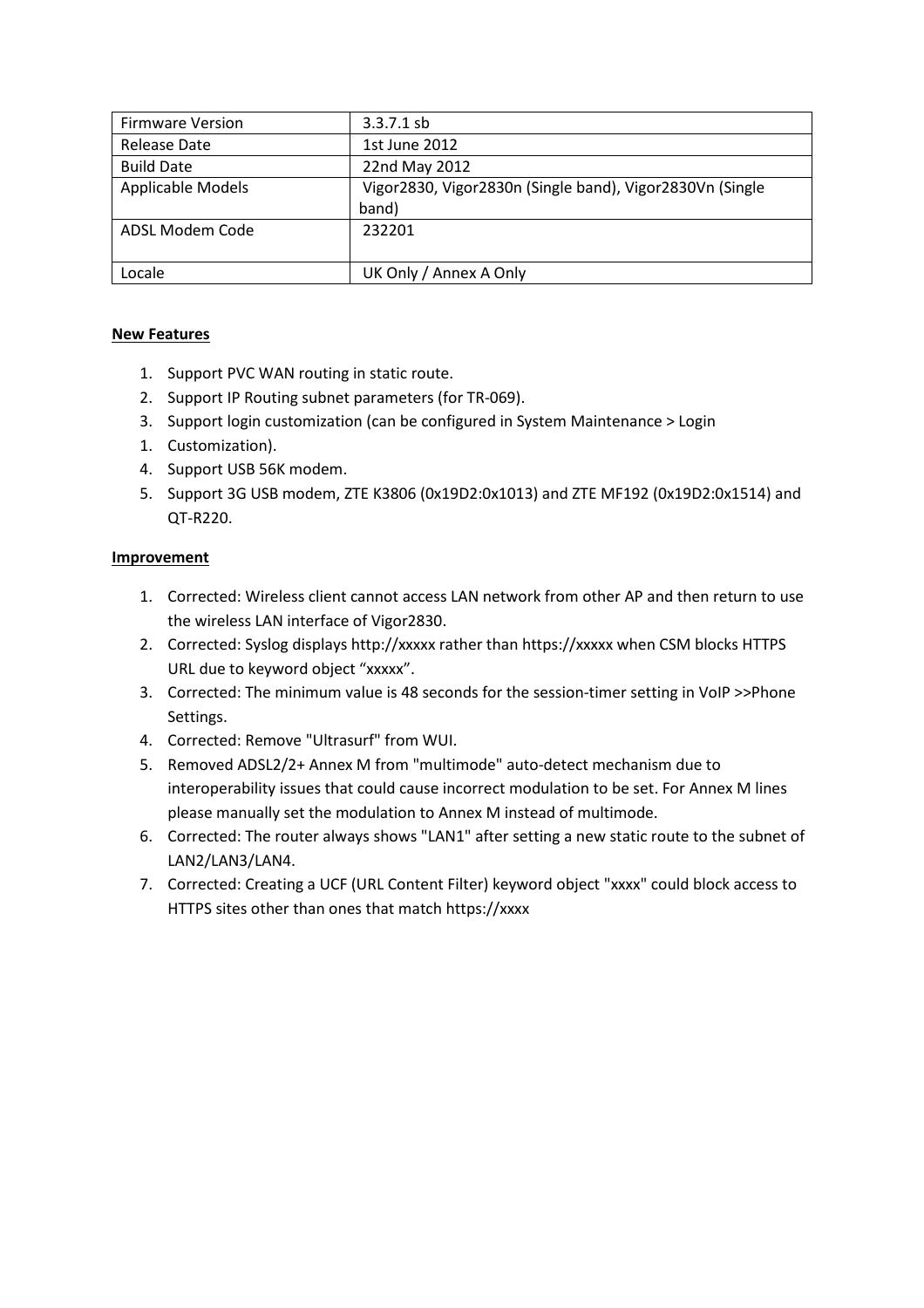| | |
|---|---|
| Firmware Version | 3.3.7.1 sb |
| Release Date | 1st June 2012 |
| Build Date | 22nd May 2012 |
| Applicable Models | Vigor2830, Vigor2830n (Single band), Vigor2830Vn (Single band) |
| ADSL Modem Code | 232201 |
| Locale | UK Only / Annex A Only |

**New Features**

1. Support PVC WAN routing in static route.
2. Support IP Routing subnet parameters (for TR-069).
3. Support login customization (can be configured in System Maintenance > Login
1. Customization).
4. Support USB 56K modem.
5. Support 3G USB modem, ZTE K3806 (0x19D2:0x1013) and ZTE MF192 (0x19D2:0x1514) and QT-R220.

**Improvement**

1. Corrected: Wireless client cannot access LAN network from other AP and then return to use the wireless LAN interface of Vigor2830.
2. Corrected: Syslog displays http://xxxxx rather than https://xxxxx when CSM blocks HTTPS URL due to keyword object "xxxxx".
3. Corrected: The minimum value is 48 seconds for the session-timer setting in VoIP >>Phone Settings.
4. Corrected: Remove "Ultrasurf" from WUI.
5. Removed ADSL2/2+ Annex M from "multimode" auto-detect mechanism due to interoperability issues that could cause incorrect modulation to be set. For Annex M lines please manually set the modulation to Annex M instead of multimode.
6. Corrected: The router always shows "LAN1" after setting a new static route to the subnet of LAN2/LAN3/LAN4.
7. Corrected: Creating a UCF (URL Content Filter) keyword object "xxxx" could block access to HTTPS sites other than ones that match https://xxxx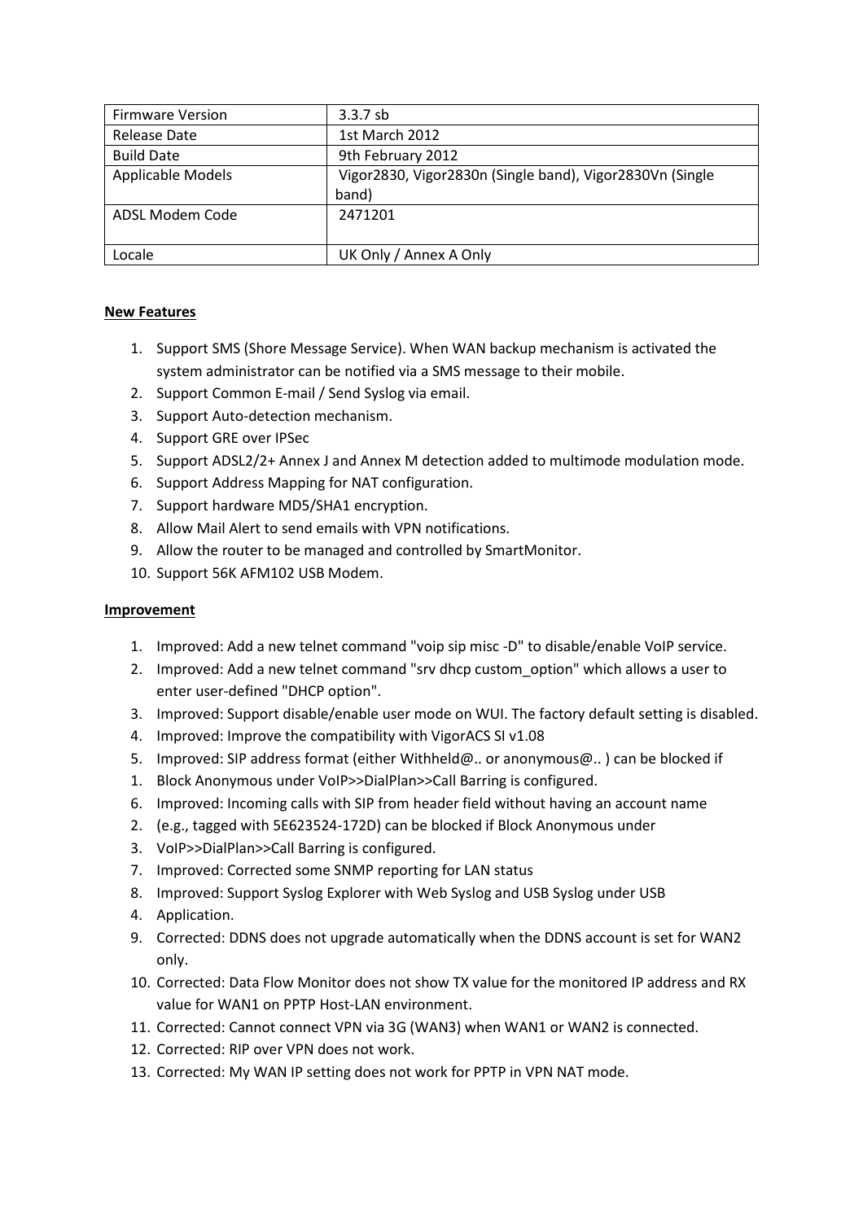| | |
|---|---|
| Firmware Version | 3.3.7 sb |
| Release Date | 1st March 2012 |
| Build Date | 9th February 2012 |
| Applicable Models | Vigor2830, Vigor2830n (Single band), Vigor2830Vn (Single band) |
| ADSL Modem Code | 2471201 |
| Locale | UK Only / Annex A Only |

**New Features**

1. Support SMS (Shore Message Service). When WAN backup mechanism is activated the system administrator can be notified via a SMS message to their mobile.
2. Support Common E-mail / Send Syslog via email.
3. Support Auto-detection mechanism.
4. Support GRE over IPSec
5. Support ADSL2/2+ Annex J and Annex M detection added to multimode modulation mode.
6. Support Address Mapping for NAT configuration.
7. Support hardware MD5/SHA1 encryption.
8. Allow Mail Alert to send emails with VPN notifications.
9. Allow the router to be managed and controlled by SmartMonitor.
10. Support 56K AFM102 USB Modem.

**Improvement**

1. Improved: Add a new telnet command "voip sip misc -D" to disable/enable VoIP service.
2. Improved: Add a new telnet command "srv dhcp custom_option" which allows a user to enter user-defined "DHCP option".
3. Improved: Support disable/enable user mode on WUI. The factory default setting is disabled.
4. Improved: Improve the compatibility with VigorACS SI v1.08
5. Improved: SIP address format (either Withheld@.. or anonymous@.. ) can be blocked if
1. Block Anonymous under VoIP>>DialPlan>>Call Barring is configured.
6. Improved: Incoming calls with SIP from header field without having an account name
2. (e.g., tagged with 5E623524-172D) can be blocked if Block Anonymous under
3. VoIP>>DialPlan>>Call Barring is configured.
7. Improved: Corrected some SNMP reporting for LAN status
8. Improved: Support Syslog Explorer with Web Syslog and USB Syslog under USB
4. Application.
9. Corrected: DDNS does not upgrade automatically when the DDNS account is set for WAN2 only.
10. Corrected: Data Flow Monitor does not show TX value for the monitored IP address and RX value for WAN1 on PPTP Host-LAN environment.
11. Corrected: Cannot connect VPN via 3G (WAN3) when WAN1 or WAN2 is connected.
12. Corrected: RIP over VPN does not work.
13. Corrected: My WAN IP setting does not work for PPTP in VPN NAT mode.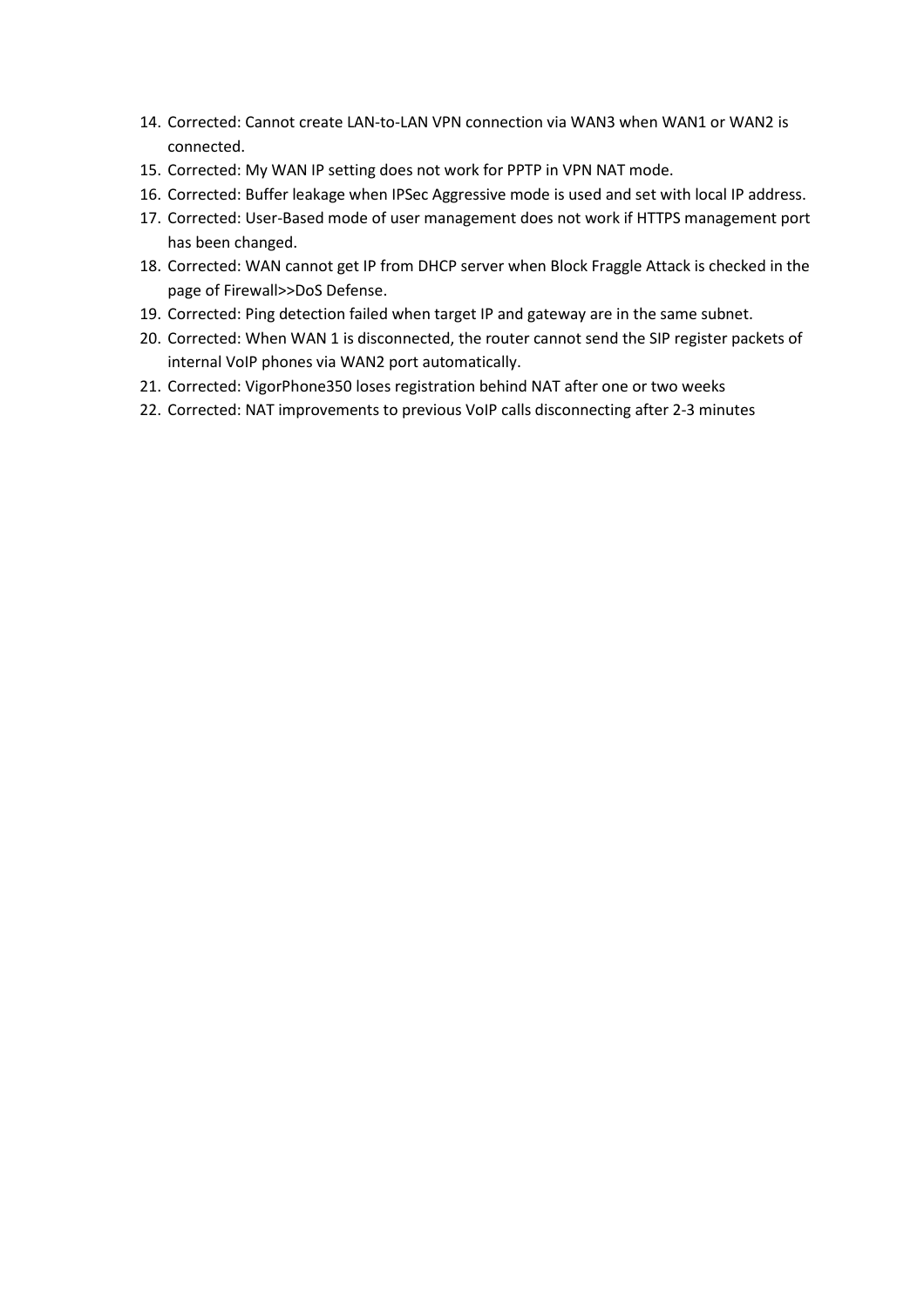14. Corrected: Cannot create LAN-to-LAN VPN connection via WAN3 when WAN1 or WAN2 is connected.
15. Corrected: My WAN IP setting does not work for PPTP in VPN NAT mode.
16. Corrected: Buffer leakage when IPSec Aggressive mode is used and set with local IP address.
17. Corrected: User-Based mode of user management does not work if HTTPS management port has been changed.
18. Corrected: WAN cannot get IP from DHCP server when Block Fraggle Attack is checked in the page of Firewall>>DoS Defense.
19. Corrected: Ping detection failed when target IP and gateway are in the same subnet.
20. Corrected: When WAN 1 is disconnected, the router cannot send the SIP register packets of internal VoIP phones via WAN2 port automatically.
21. Corrected: VigorPhone350 loses registration behind NAT after one or two weeks
22. Corrected: NAT improvements to previous VoIP calls disconnecting after 2-3 minutes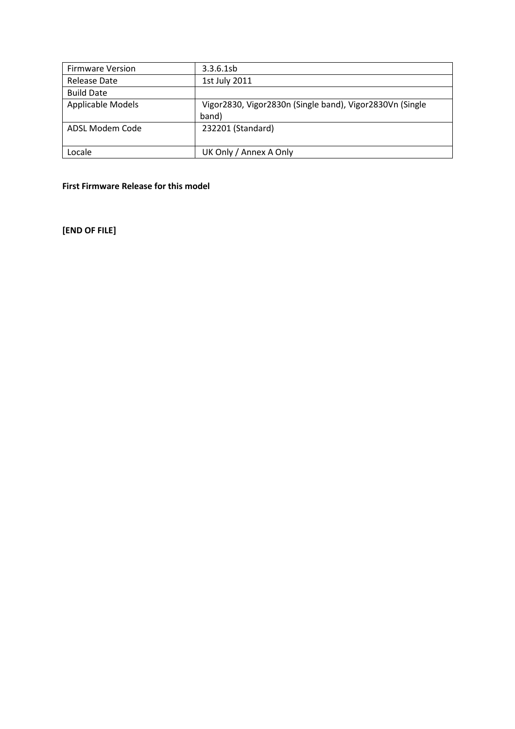| | |
|---|---|
| Firmware Version | 3.3.6.1sb |
| Release Date | 1st July 2011 |
| Build Date | |
| Applicable Models | Vigor2830, Vigor2830n (Single band), Vigor2830Vn (Single band) |
| ADSL Modem Code | 232201 (Standard) |
| Locale | UK Only / Annex A Only |

**First Firmware Release for this model**

**[END OF FILE]**